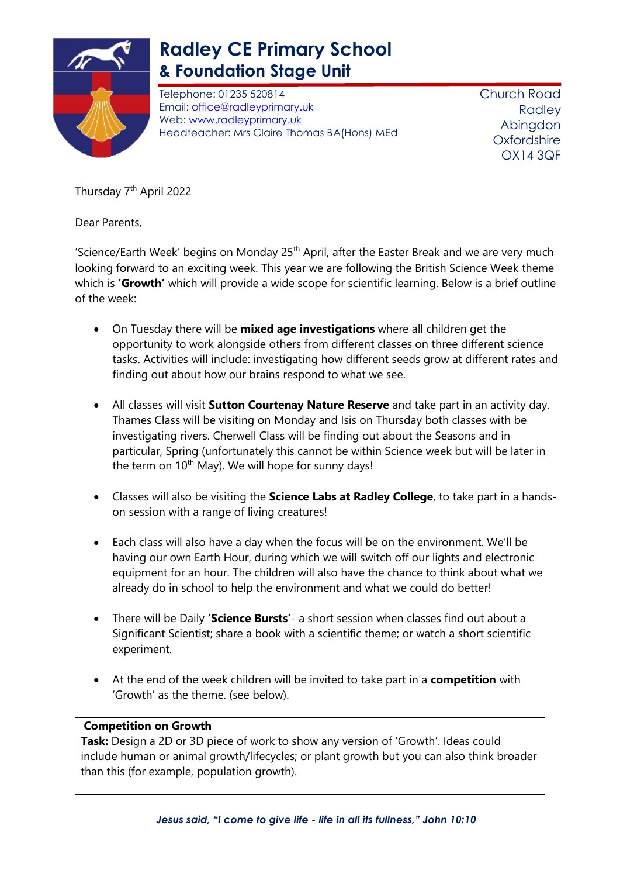# Radley CE Primary School
## & Foundation Stage Unit

Telephone: 01235 520814
Email: office@radleyprimary.uk
Web: www.radleyprimary.uk
Headteacher: Mrs Claire Thomas BA(Hons) MEd

Church Road
Radley
Abingdon
Oxfordshire
OX14 3QF

Thursday 7th April 2022

Dear Parents,

'Science/Earth Week' begins on Monday 25th April, after the Easter Break and we are very much looking forward to an exciting week. This year we are following the British Science Week theme which is **'Growth'** which will provide a wide scope for scientific learning. Below is a brief outline of the week:

- On Tuesday there will be **mixed age investigations** where all children get the opportunity to work alongside others from different classes on three different science tasks. Activities will include: investigating how different seeds grow at different rates and finding out about how our brains respond to what we see.

- All classes will visit **Sutton Courtenay Nature Reserve** and take part in an activity day. Thames Class will be visiting on Monday and Isis on Thursday both classes with be investigating rivers. Cherwell Class will be finding out about the Seasons and in particular, Spring (unfortunately this cannot be within Science week but will be later in the term on 10th May). We will hope for sunny days!

- Classes will also be visiting the **Science Labs at Radley College**, to take part in a hands-on session with a range of living creatures!

- Each class will also have a day when the focus will be on the environment. We'll be having our own Earth Hour, during which we will switch off our lights and electronic equipment for an hour. The children will also have the chance to think about what we already do in school to help the environment and what we could do better!

- There will be Daily **'Science Bursts'**- a short session when classes find out about a Significant Scientist; share a book with a scientific theme; or watch a short scientific experiment.

- At the end of the week children will be invited to take part in a **competition** with 'Growth' as the theme. (see below).

**Competition on Growth**
**Task:** Design a 2D or 3D piece of work to show any version of 'Growth'. Ideas could include human or animal growth/lifecycles; or plant growth but you can also think broader than this (for example, population growth).

*Jesus said, "I come to give life - life in all its fullness," John 10:10*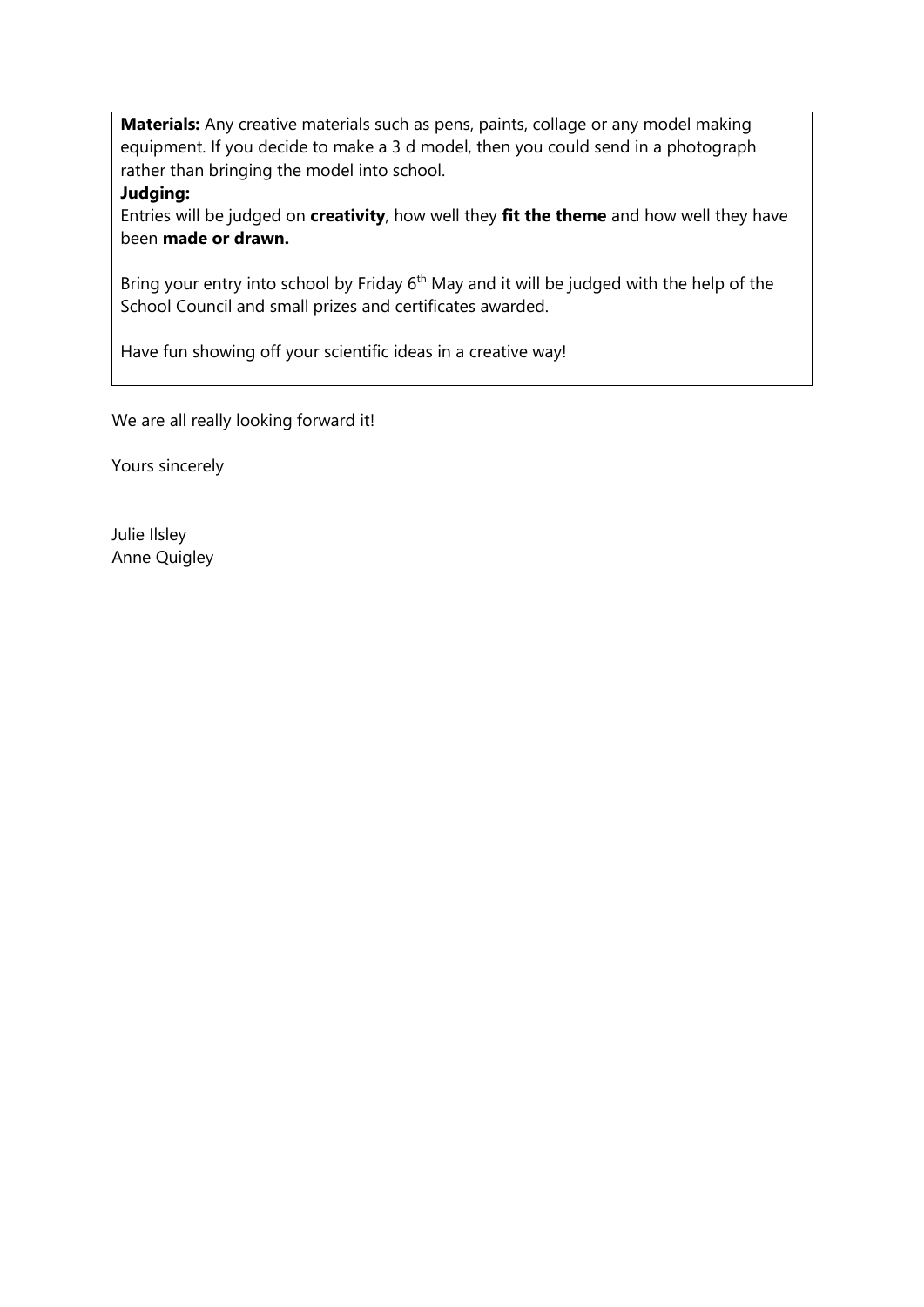**Materials:** Any creative materials such as pens, paints, collage or any model making equipment. If you decide to make a 3 d model, then you could send in a photograph rather than bringing the model into school.

**Judging:**

Entries will be judged on **creativity**, how well they **fit the theme** and how well they have been **made or drawn.**

Bring your entry into school by Friday 6th May and it will be judged with the help of the School Council and small prizes and certificates awarded.

Have fun showing off your scientific ideas in a creative way!

We are all really looking forward it!

Yours sincerely

Julie Ilsley
Anne Quigley